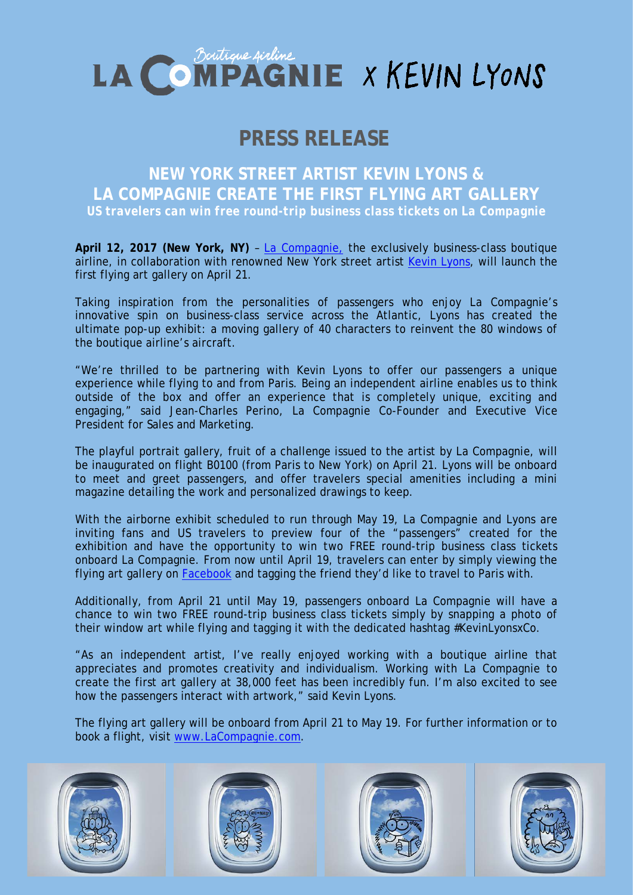# LA COMPAGNIE Boutique Airline x KEVIN LYONS

## PRESS RELEASE

### NEW YORK STREET ARTIST KEVIN LYONS & LA COMPAGNIE CREATE THE FIRST FLYING ART GALLERY

**US travelers can win free round-trip business class tickets on La Compagnie**

**April 12, 2017 (New York, NY)** – [La Compagnie,](http://www.LaCompagnie.com) the exclusively business-class boutique airline, in collaboration with renowned New York street artist [Kevin Lyons](#), will launch the first flying art gallery on April 21.

Taking inspiration from the personalities of passengers who enjoy La Compagnie's innovative spin on business-class service across the Atlantic, Lyons has created the ultimate pop-up exhibit: a moving gallery of 40 characters to reinvent the 80 windows of the boutique airline's aircraft.

"We're thrilled to be partnering with Kevin Lyons to offer our passengers a unique experience while flying to and from Paris. Being an independent airline enables us to think outside of the box and offer an experience that is completely unique, exciting and engaging," said Jean-Charles Perino, La Compagnie Co-Founder and Executive Vice President for Sales and Marketing.

The playful portrait gallery, fruit of a challenge issued to the artist by La Compagnie, will be inaugurated on flight B0100 (from Paris to New York) on April 21. Lyons will be onboard to meet and greet passengers, and offer travelers special amenities including a mini magazine detailing the work and personalized drawings to keep.

With the airborne exhibit scheduled to run through May 19, La Compagnie and Lyons are inviting fans and US travelers to preview four of the "passengers" created for the exhibition and have the opportunity to win two FREE round-trip business class tickets onboard La Compagnie. From now until April 19, travelers can enter by simply viewing the flying art gallery on [Facebook](#) and tagging the friend they'd like to travel to Paris with.

Additionally, from April 21 until May 19, passengers onboard La Compagnie will have a chance to win two FREE round-trip business class tickets simply by snapping a photo of their window art while flying and tagging it with the dedicated hashtag #KevinLyonsxCo.

"As an independent artist, I've really enjoyed working with a boutique airline that appreciates and promotes creativity and individualism. Working with La Compagnie to create the first art gallery at 38,000 feet has been incredibly fun. I'm also excited to see how the passengers interact with artwork," said Kevin Lyons.

The flying art gallery will be onboard from April 21 to May 19. For further information or to book a flight, visit [www.LaCompagnie.com](http://www.LaCompagnie.com).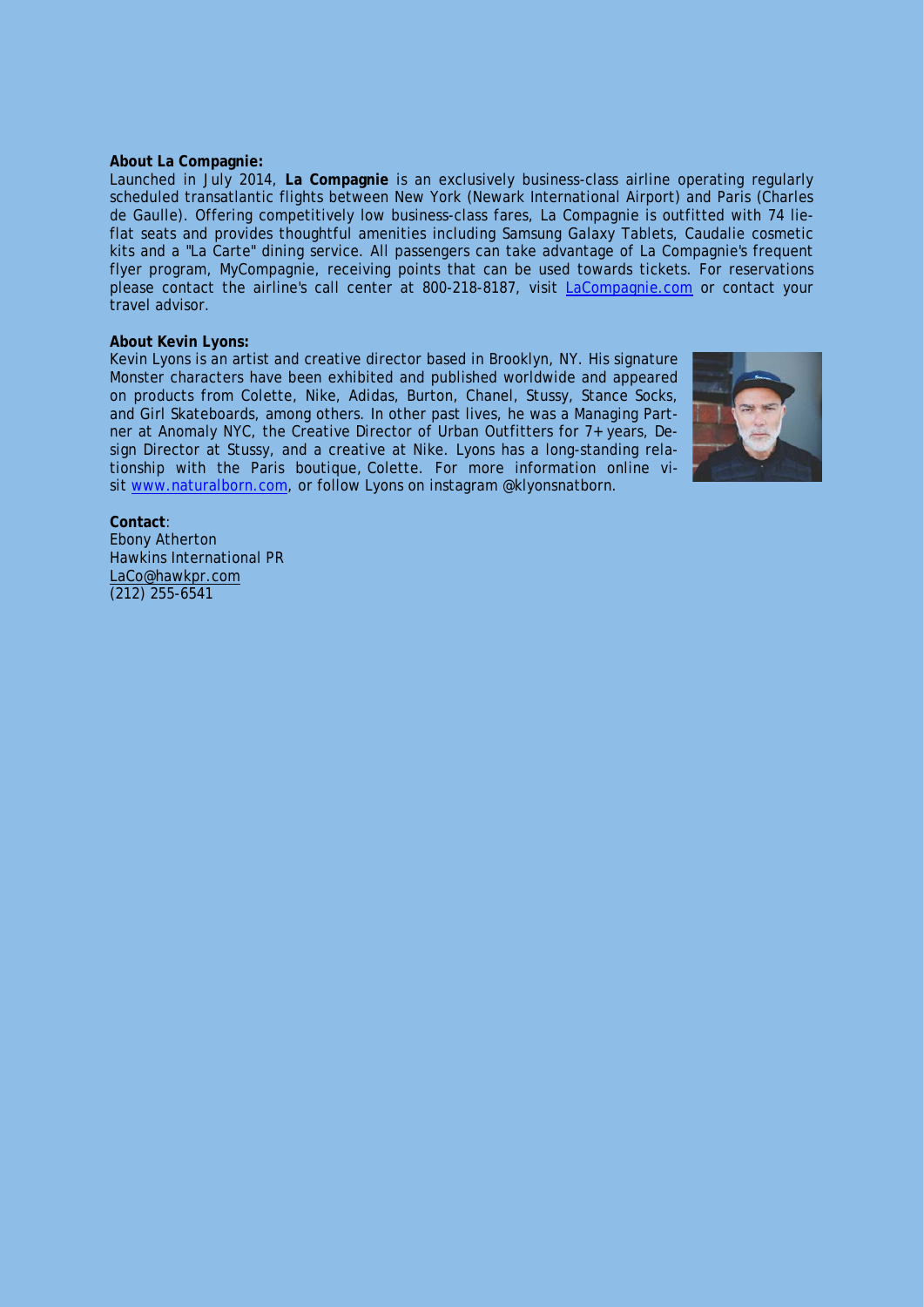**About La Compagnie:**
Launched in July 2014, **La Compagnie** is an exclusively business-class airline operating regularly scheduled transatlantic flights between New York (Newark International Airport) and Paris (Charles de Gaulle). Offering competitively low business-class fares, La Compagnie is outfitted with 74 lie-flat seats and provides thoughtful amenities including Samsung Galaxy Tablets, Caudalie cosmetic kits and a "La Carte" dining service. All passengers can take advantage of La Compagnie's frequent flyer program, MyCompagnie, receiving points that can be used towards tickets. For reservations please contact the airline's call center at 800-218-8187, visit LaCompagnie.com or contact your travel advisor.

**About Kevin Lyons:**
Kevin Lyons is an artist and creative director based in Brooklyn, NY. His signature Monster characters have been exhibited and published worldwide and appeared on products from Colette, Nike, Adidas, Burton, Chanel, Stussy, Stance Socks, and Girl Skateboards, among others. In other past lives, he was a Managing Partner at Anomaly NYC, the Creative Director of Urban Outfitters for 7+ years, Design Director at Stussy, and a creative at Nike. Lyons has a long-standing relationship with the Paris boutique, Colette. For more information online visit www.naturalborn.com, or follow Lyons on instagram @klyonsnatborn.

**Contact**:
Ebony Atherton
Hawkins International PR
LaCo@hawkpr.com
(212) 255-6541